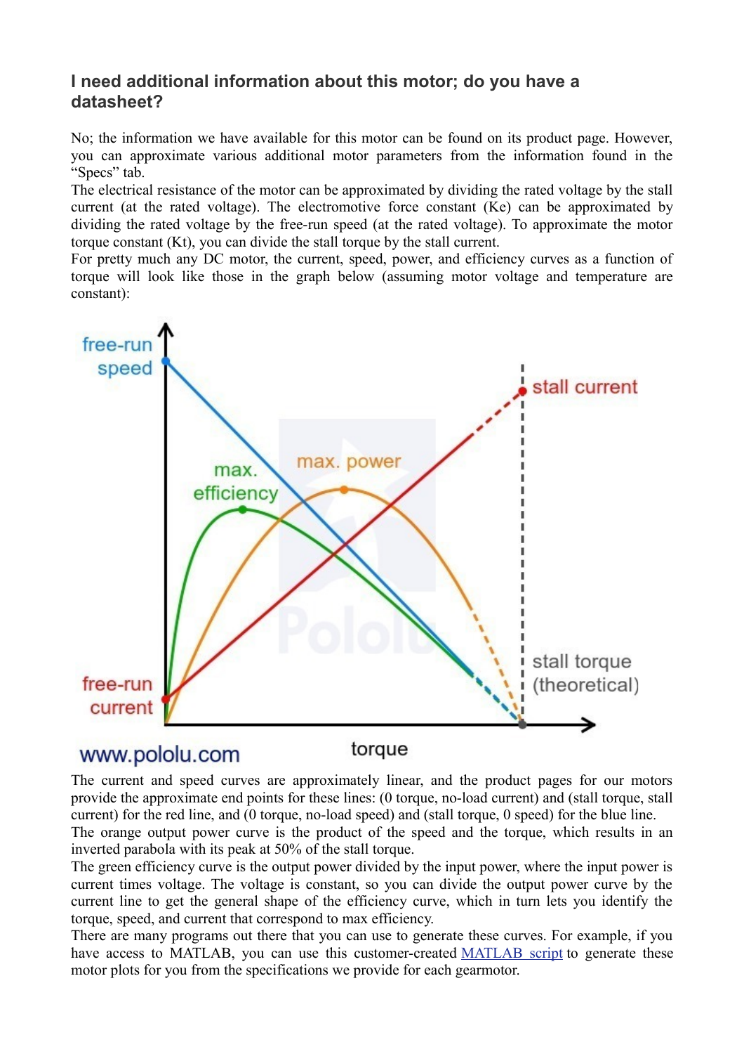### I need additional information about this motor; do you have a datasheet?

No; the information we have available for this motor can be found on its product page. However, you can approximate various additional motor parameters from the information found in the "Specs" tab.

The electrical resistance of the motor can be approximated by dividing the rated voltage by the stall current (at the rated voltage). The electromotive force constant (Ke) can be approximated by dividing the rated voltage by the free-run speed (at the rated voltage). To approximate the motor torque constant (Kt), you can divide the stall torque by the stall current.

For pretty much any DC motor, the current, speed, power, and efficiency curves as a function of torque will look like those in the graph below (assuming motor voltage and temperature are constant):

The current and speed curves are approximately linear, and the product pages for our motors provide the approximate end points for these lines: (0 torque, no-load current) and (stall torque, stall current) for the red line, and (0 torque, no-load speed) and (stall torque, 0 speed) for the blue line.

The orange output power curve is the product of the speed and the torque, which results in an inverted parabola with its peak at 50% of the stall torque.

The green efficiency curve is the output power divided by the input power, where the input power is current times voltage. The voltage is constant, so you can divide the output power curve by the current line to get the general shape of the efficiency curve, which in turn lets you identify the torque, speed, and current that correspond to max efficiency.

There are many programs out there that you can use to generate these curves. For example, if you have access to MATLAB, you can use this customer-created MATLAB script to generate these motor plots for you from the specifications we provide for each gearmotor.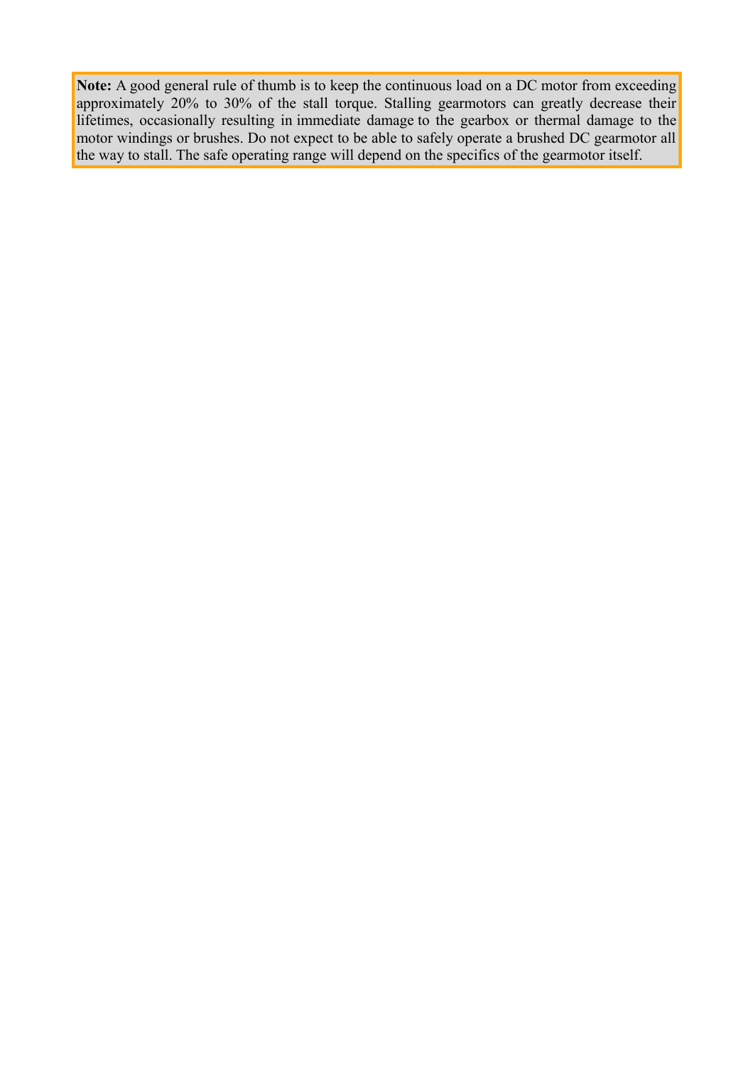**Note:** A good general rule of thumb is to keep the continuous load on a DC motor from exceeding approximately 20% to 30% of the stall torque. Stalling gearmotors can greatly decrease their lifetimes, occasionally resulting in immediate damage to the gearbox or thermal damage to the motor windings or brushes. Do not expect to be able to safely operate a brushed DC gearmotor all the way to stall. The safe operating range will depend on the specifics of the gearmotor itself.